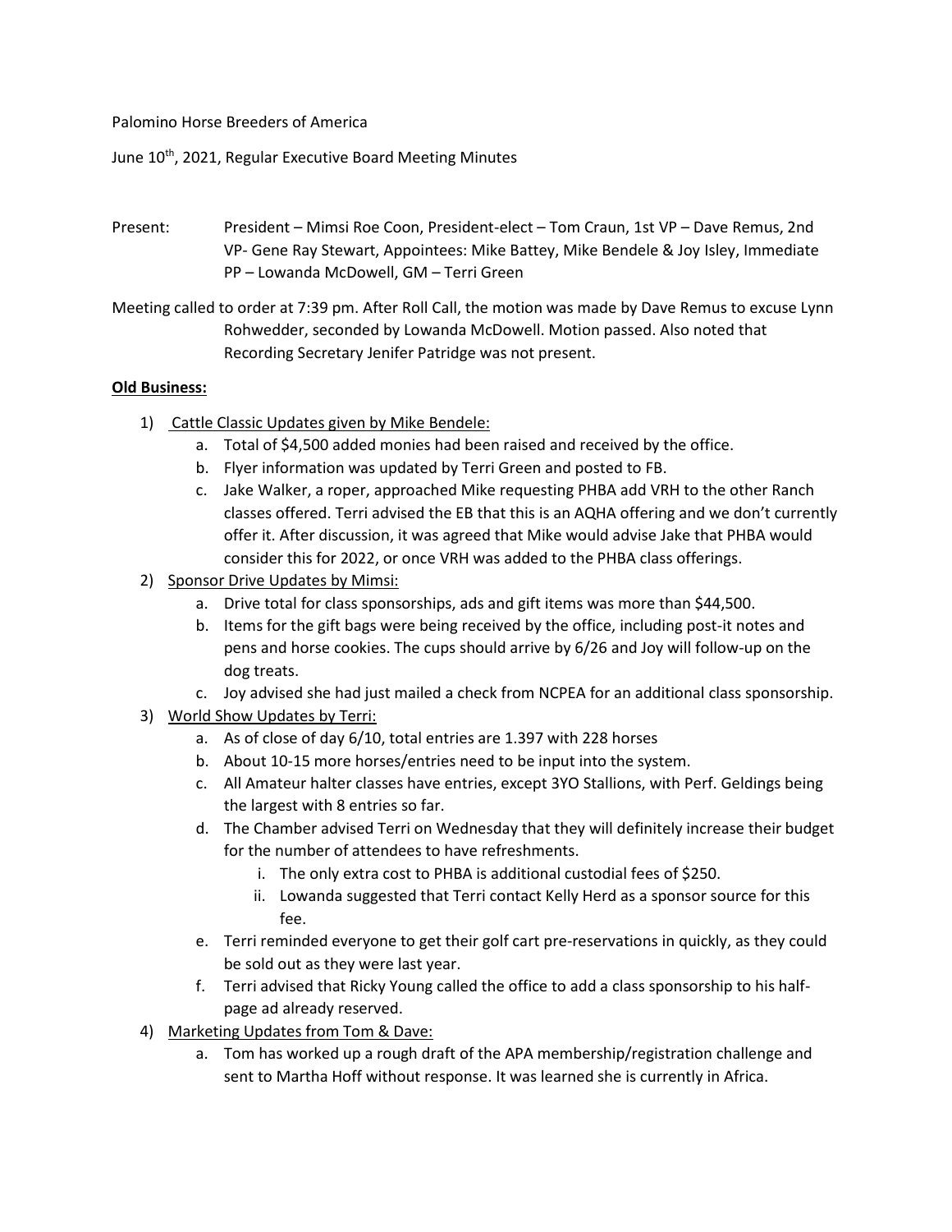Palomino Horse Breeders of America

June 10th, 2021, Regular Executive Board Meeting Minutes

Present: President – Mimsi Roe Coon, President-elect – Tom Craun, 1st VP – Dave Remus, 2nd VP- Gene Ray Stewart, Appointees: Mike Battey, Mike Bendele & Joy Isley, Immediate PP – Lowanda McDowell, GM – Terri Green

Meeting called to order at 7:39 pm. After Roll Call, the motion was made by Dave Remus to excuse Lynn Rohwedder, seconded by Lowanda McDowell. Motion passed. Also noted that Recording Secretary Jenifer Patridge was not present.

**Old Business:**

1) Cattle Classic Updates given by Mike Bendele:
   a. Total of $4,500 added monies had been raised and received by the office.
   b. Flyer information was updated by Terri Green and posted to FB.
   c. Jake Walker, a roper, approached Mike requesting PHBA add VRH to the other Ranch classes offered. Terri advised the EB that this is an AQHA offering and we don't currently offer it. After discussion, it was agreed that Mike would advise Jake that PHBA would consider this for 2022, or once VRH was added to the PHBA class offerings.
2) Sponsor Drive Updates by Mimsi:
   a. Drive total for class sponsorships, ads and gift items was more than $44,500.
   b. Items for the gift bags were being received by the office, including post-it notes and pens and horse cookies. The cups should arrive by 6/26 and Joy will follow-up on the dog treats.
   c. Joy advised she had just mailed a check from NCPEA for an additional class sponsorship.
3) World Show Updates by Terri:
   a. As of close of day 6/10, total entries are 1.397 with 228 horses
   b. About 10-15 more horses/entries need to be input into the system.
   c. All Amateur halter classes have entries, except 3YO Stallions, with Perf. Geldings being the largest with 8 entries so far.
   d. The Chamber advised Terri on Wednesday that they will definitely increase their budget for the number of attendees to have refreshments.
      i. The only extra cost to PHBA is additional custodial fees of $250.
      ii. Lowanda suggested that Terri contact Kelly Herd as a sponsor source for this fee.
   e. Terri reminded everyone to get their golf cart pre-reservations in quickly, as they could be sold out as they were last year.
   f. Terri advised that Ricky Young called the office to add a class sponsorship to his half-page ad already reserved.
4) Marketing Updates from Tom & Dave:
   a. Tom has worked up a rough draft of the APA membership/registration challenge and sent to Martha Hoff without response. It was learned she is currently in Africa.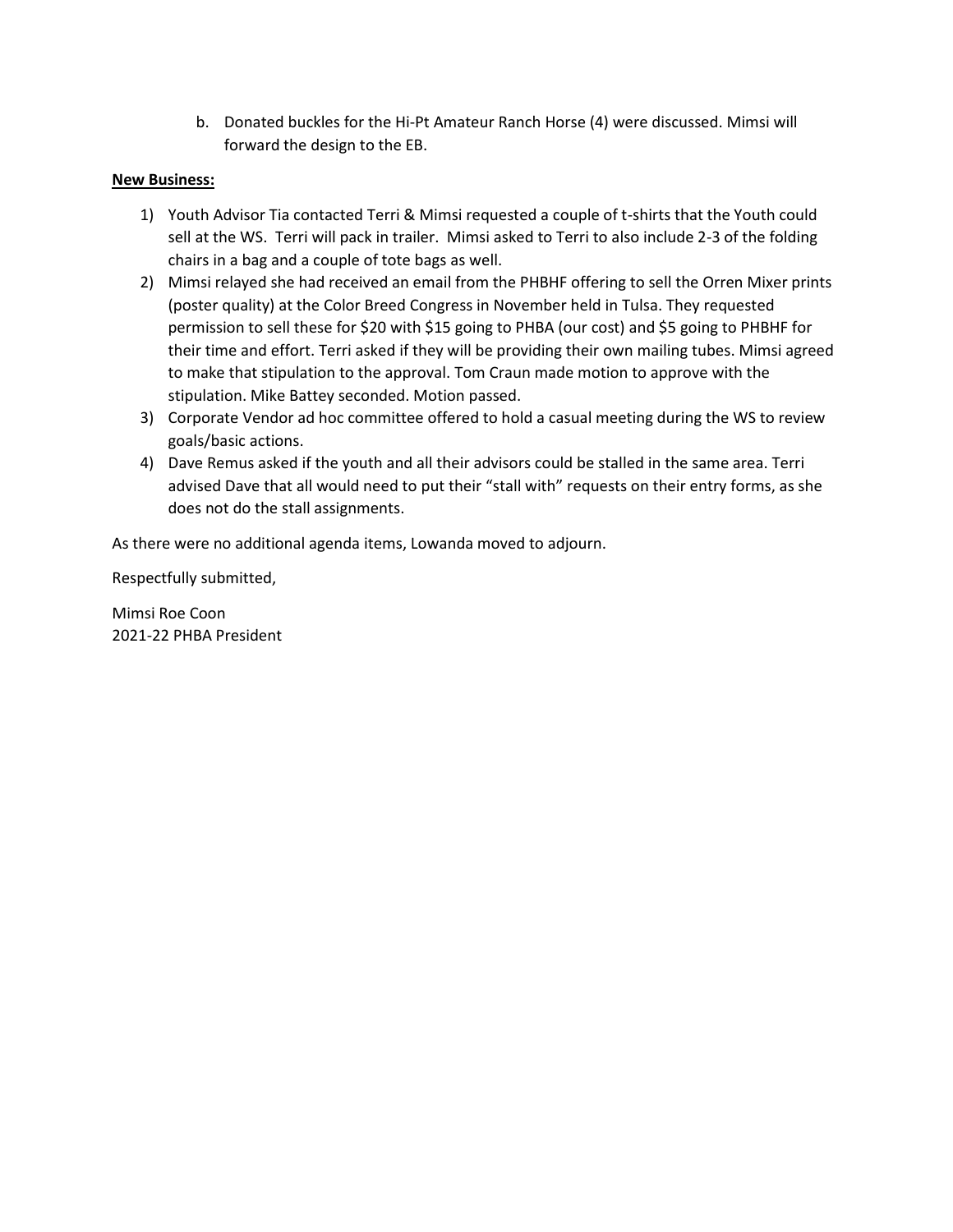b. Donated buckles for the Hi-Pt Amateur Ranch Horse (4) were discussed. Mimsi will forward the design to the EB.

**New Business:**

1) Youth Advisor Tia contacted Terri & Mimsi requested a couple of t-shirts that the Youth could sell at the WS. Terri will pack in trailer. Mimsi asked to Terri to also include 2-3 of the folding chairs in a bag and a couple of tote bags as well.
2) Mimsi relayed she had received an email from the PHBHF offering to sell the Orren Mixer prints (poster quality) at the Color Breed Congress in November held in Tulsa. They requested permission to sell these for $20 with $15 going to PHBA (our cost) and $5 going to PHBHF for their time and effort. Terri asked if they will be providing their own mailing tubes. Mimsi agreed to make that stipulation to the approval. Tom Craun made motion to approve with the stipulation. Mike Battey seconded. Motion passed.
3) Corporate Vendor ad hoc committee offered to hold a casual meeting during the WS to review goals/basic actions.
4) Dave Remus asked if the youth and all their advisors could be stalled in the same area. Terri advised Dave that all would need to put their "stall with" requests on their entry forms, as she does not do the stall assignments.

As there were no additional agenda items, Lowanda moved to adjourn.

Respectfully submitted,

Mimsi Roe Coon
2021-22 PHBA President